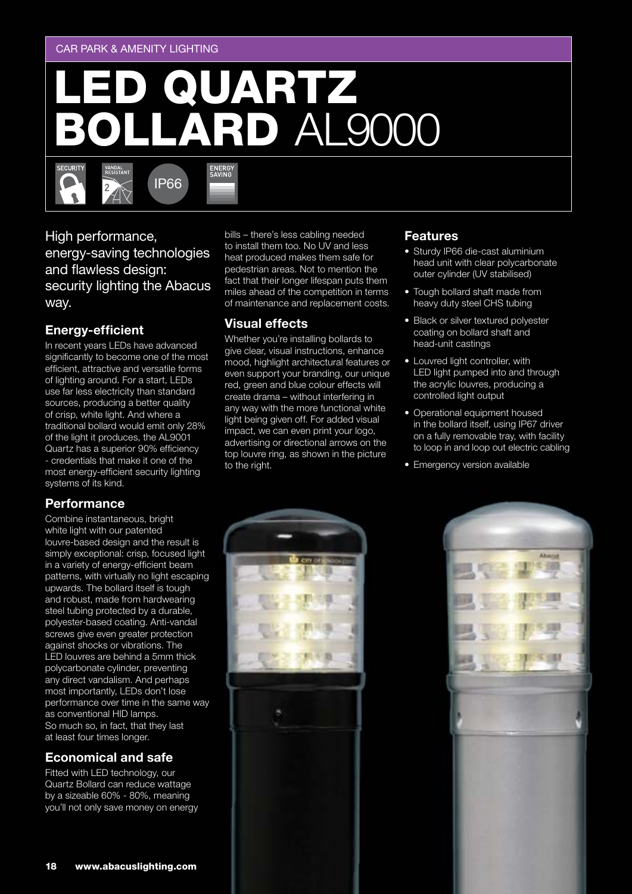CAR PARK & AMENITY LIGHTING

# LED QUARTZ BOLLARD AL9000

SECURITY | VANDAL RESISTANT 2 | IP66 | ENERGY SAVING

High performance, energy-saving technologies and flawless design: security lighting the Abacus way.

## Energy-efficient

In recent years LEDs have advanced significantly to become one of the most efficient, attractive and versatile forms of lighting around. For a start, LEDs use far less electricity than standard sources, producing a better quality of crisp, white light. And where a traditional bollard would emit only 28% of the light it produces, the AL9001 Quartz has a superior 90% efficiency - credentials that make it one of the most energy-efficient security lighting systems of its kind.

## Performance

Combine instantaneous, bright white light with our patented louvre-based design and the result is simply exceptional: crisp, focused light in a variety of energy-efficient beam patterns, with virtually no light escaping upwards. The bollard itself is tough and robust, made from hardwearing steel tubing protected by a durable, polyester-based coating. Anti-vandal screws give even greater protection against shocks or vibrations. The LED louvres are behind a 5mm thick polycarbonate cylinder, preventing any direct vandalism. And perhaps most importantly, LEDs don't lose performance over time in the same way as conventional HID lamps. So much so, in fact, that they last at least four times longer.

## Economical and safe

Fitted with LED technology, our Quartz Bollard can reduce wattage by a sizeable 60% - 80%, meaning you'll not only save money on energy bills – there's less cabling needed to install them too. No UV and less heat produced makes them safe for pedestrian areas. Not to mention the fact that their longer lifespan puts them miles ahead of the competition in terms of maintenance and replacement costs.

## Visual effects

Whether you're installing bollards to give clear, visual instructions, enhance mood, highlight architectural features or even support your branding, our unique red, green and blue colour effects will create drama – without interfering in any way with the more functional white light being given off. For added visual impact, we can even print your logo, advertising or directional arrows on the top louvre ring, as shown in the picture to the right.

## Features

- Sturdy IP66 die-cast aluminium head unit with clear polycarbonate outer cylinder (UV stabilised)
- Tough bollard shaft made from heavy duty steel CHS tubing
- Black or silver textured polyester coating on bollard shaft and head-unit castings
- Louvred light controller, with LED light pumped into and through the acrylic louvres, producing a controlled light output
- Operational equipment housed in the bollard itself, using IP67 driver on a fully removable tray, with facility to loop in and loop out electric cabling
- Emergency version available

www.abacuslighting.com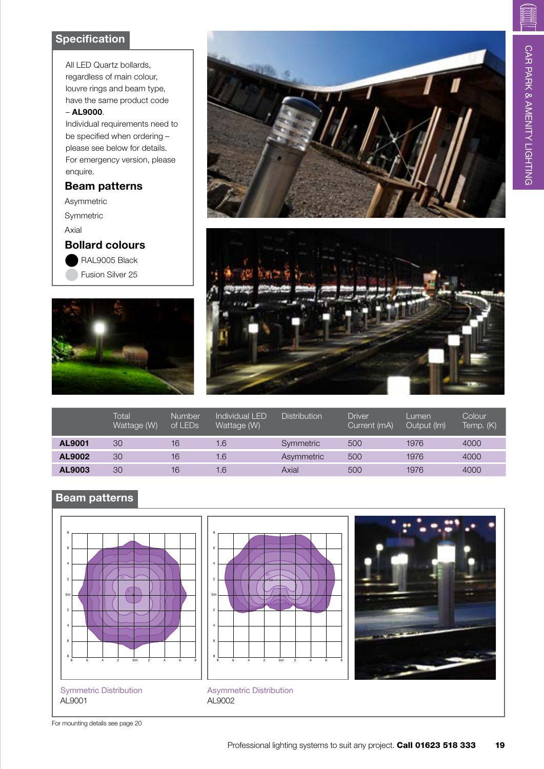## Specification

All LED Quartz bollards, regardless of main colour, louvre rings and beam type, have the same product code – **AL9000**.
Individual requirements need to be specified when ordering – please see below for details.
For emergency version, please enquire.

### Beam patterns

Asymmetric

Symmetric

Axial

### Bollard colours

RAL9005 Black

Fusion Silver 25

| | Total Wattage (W) | Number of LEDs | Individual LED Wattage (W) | Distribution | Driver Current (mA) | Lumen Output (lm) | Colour Temp. (K) |
|---|---|---|---|---|---|---|---|
| **AL9001** | 30 | 16 | 1.6 | Symmetric | 500 | 1976 | 4000 |
| **AL9002** | 30 | 16 | 1.6 | Asymmetric | 500 | 1976 | 4000 |
| **AL9003** | 30 | 16 | 1.6 | Axial | 500 | 1976 | 4000 |

## Beam patterns

Symmetric Distribution
AL9001

Asymmetric Distribution
AL9002

For mounting details see page 20

Professional lighting systems to suit any project. **Call 01623 518 333**